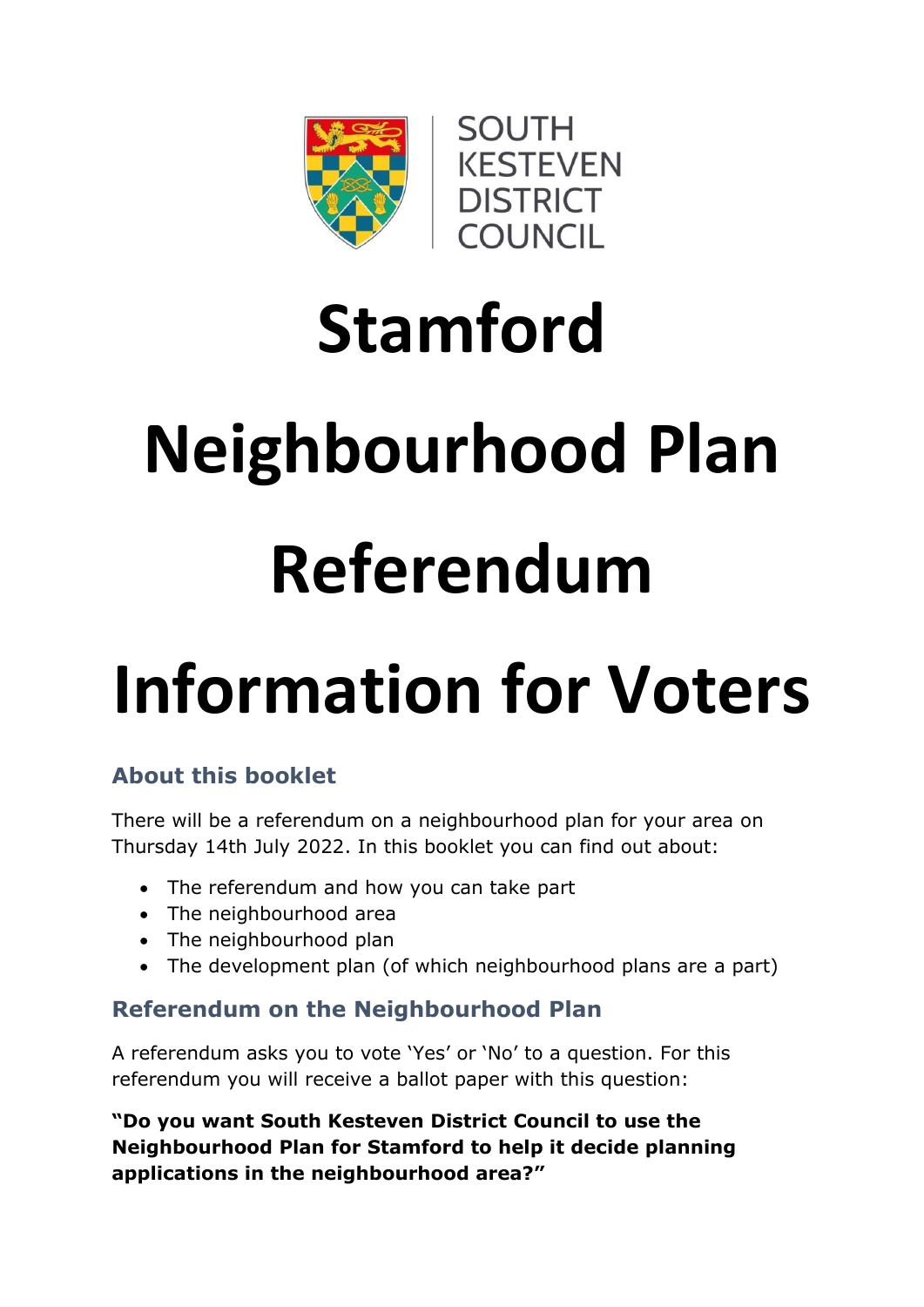SOUTH KESTEVEN DISTRICT COUNCIL

# Stamford Neighbourhood Plan Referendum Information for Voters

## About this booklet

There will be a referendum on a neighbourhood plan for your area on Thursday 14th July 2022. In this booklet you can find out about:

- The referendum and how you can take part
- The neighbourhood area
- The neighbourhood plan
- The development plan (of which neighbourhood plans are a part)

## Referendum on the Neighbourhood Plan

A referendum asks you to vote 'Yes' or 'No' to a question. For this referendum you will receive a ballot paper with this question:

**"Do you want South Kesteven District Council to use the Neighbourhood Plan for Stamford to help it decide planning applications in the neighbourhood area?"**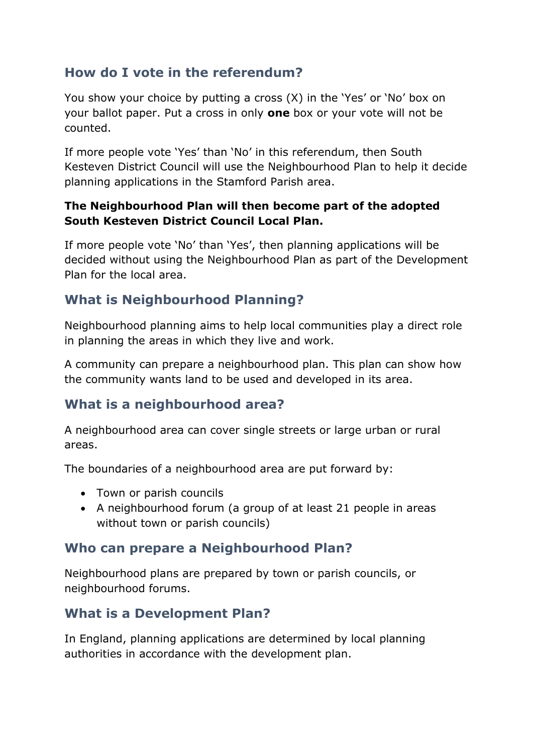## How do I vote in the referendum?

You show your choice by putting a cross (X) in the 'Yes' or 'No' box on your ballot paper. Put a cross in only **one** box or your vote will not be counted.

If more people vote 'Yes' than 'No' in this referendum, then South Kesteven District Council will use the Neighbourhood Plan to help it decide planning applications in the Stamford Parish area.

**The Neighbourhood Plan will then become part of the adopted South Kesteven District Council Local Plan.**

If more people vote 'No' than 'Yes', then planning applications will be decided without using the Neighbourhood Plan as part of the Development Plan for the local area.

## What is Neighbourhood Planning?

Neighbourhood planning aims to help local communities play a direct role in planning the areas in which they live and work.

A community can prepare a neighbourhood plan. This plan can show how the community wants land to be used and developed in its area.

## What is a neighbourhood area?

A neighbourhood area can cover single streets or large urban or rural areas.

The boundaries of a neighbourhood area are put forward by:

- Town or parish councils
- A neighbourhood forum (a group of at least 21 people in areas without town or parish councils)

## Who can prepare a Neighbourhood Plan?

Neighbourhood plans are prepared by town or parish councils, or neighbourhood forums.

## What is a Development Plan?

In England, planning applications are determined by local planning authorities in accordance with the development plan.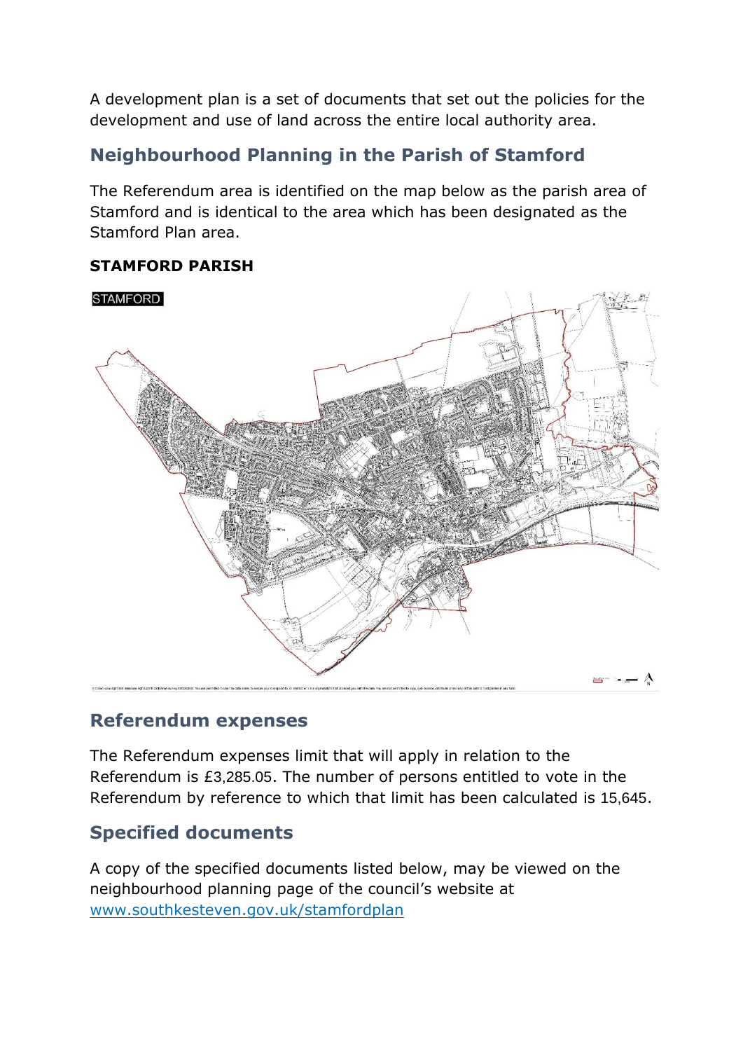A development plan is a set of documents that set out the policies for the development and use of land across the entire local authority area.

## Neighbourhood Planning in the Parish of Stamford

The Referendum area is identified on the map below as the parish area of Stamford and is identical to the area which has been designated as the Stamford Plan area.

**STAMFORD PARISH**

## Referendum expenses

The Referendum expenses limit that will apply in relation to the Referendum is £3,285.05. The number of persons entitled to vote in the Referendum by reference to which that limit has been calculated is 15,645.

## Specified documents

A copy of the specified documents listed below, may be viewed on the neighbourhood planning page of the council's website at www.southkesteven.gov.uk/stamfordplan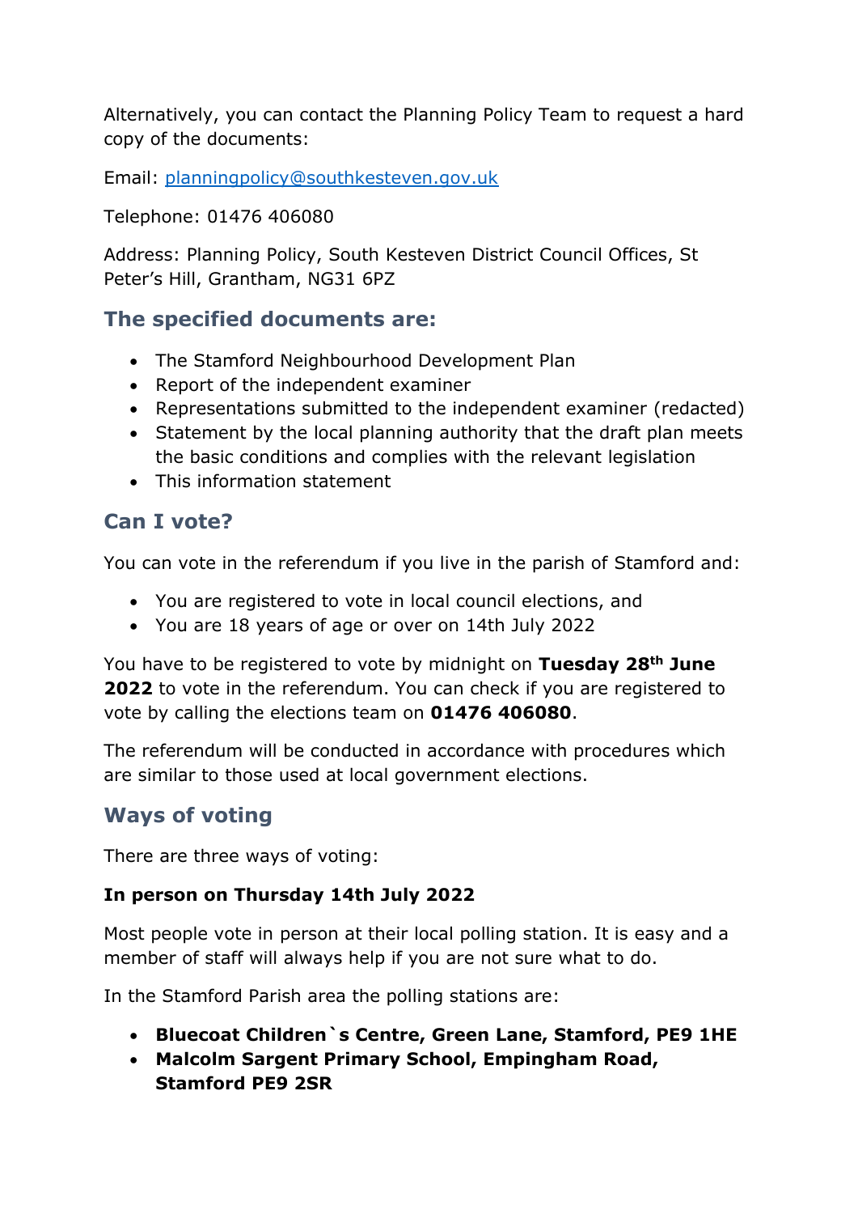Alternatively, you can contact the Planning Policy Team to request a hard copy of the documents:

Email: planningpolicy@southkesteven.gov.uk

Telephone: 01476 406080

Address: Planning Policy, South Kesteven District Council Offices, St Peter's Hill, Grantham, NG31 6PZ

## The specified documents are:

- The Stamford Neighbourhood Development Plan
- Report of the independent examiner
- Representations submitted to the independent examiner (redacted)
- Statement by the local planning authority that the draft plan meets the basic conditions and complies with the relevant legislation
- This information statement

## Can I vote?

You can vote in the referendum if you live in the parish of Stamford and:

- You are registered to vote in local council elections, and
- You are 18 years of age or over on 14th July 2022

You have to be registered to vote by midnight on **Tuesday 28th June 2022** to vote in the referendum. You can check if you are registered to vote by calling the elections team on **01476 406080**.

The referendum will be conducted in accordance with procedures which are similar to those used at local government elections.

## Ways of voting

There are three ways of voting:

**In person on Thursday 14th July 2022**

Most people vote in person at their local polling station. It is easy and a member of staff will always help if you are not sure what to do.

In the Stamford Parish area the polling stations are:

- **Bluecoat Children`s Centre, Green Lane, Stamford, PE9 1HE**
- **Malcolm Sargent Primary School, Empingham Road, Stamford PE9 2SR**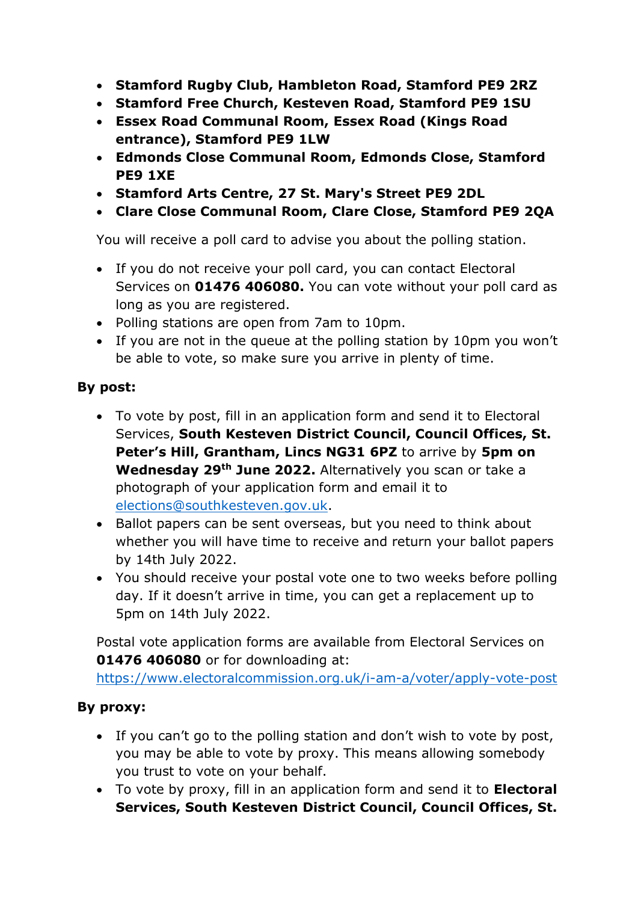- **Stamford Rugby Club, Hambleton Road, Stamford PE9 2RZ**
- **Stamford Free Church, Kesteven Road, Stamford PE9 1SU**
- **Essex Road Communal Room, Essex Road (Kings Road entrance), Stamford PE9 1LW**
- **Edmonds Close Communal Room, Edmonds Close, Stamford PE9 1XE**
- **Stamford Arts Centre, 27 St. Mary's Street PE9 2DL**
- **Clare Close Communal Room, Clare Close, Stamford PE9 2QA**

You will receive a poll card to advise you about the polling station.

- If you do not receive your poll card, you can contact Electoral Services on **01476 406080.** You can vote without your poll card as long as you are registered.
- Polling stations are open from 7am to 10pm.
- If you are not in the queue at the polling station by 10pm you won't be able to vote, so make sure you arrive in plenty of time.

**By post:**

- To vote by post, fill in an application form and send it to Electoral Services, **South Kesteven District Council, Council Offices, St. Peter's Hill, Grantham, Lincs NG31 6PZ** to arrive by **5pm on Wednesday 29th June 2022.** Alternatively you scan or take a photograph of your application form and email it to elections@southkesteven.gov.uk.
- Ballot papers can be sent overseas, but you need to think about whether you will have time to receive and return your ballot papers by 14th July 2022.
- You should receive your postal vote one to two weeks before polling day. If it doesn't arrive in time, you can get a replacement up to 5pm on 14th July 2022.

Postal vote application forms are available from Electoral Services on **01476 406080** or for downloading at: https://www.electoralcommission.org.uk/i-am-a/voter/apply-vote-post

**By proxy:**

- If you can't go to the polling station and don't wish to vote by post, you may be able to vote by proxy. This means allowing somebody you trust to vote on your behalf.
- To vote by proxy, fill in an application form and send it to **Electoral Services, South Kesteven District Council, Council Offices, St.**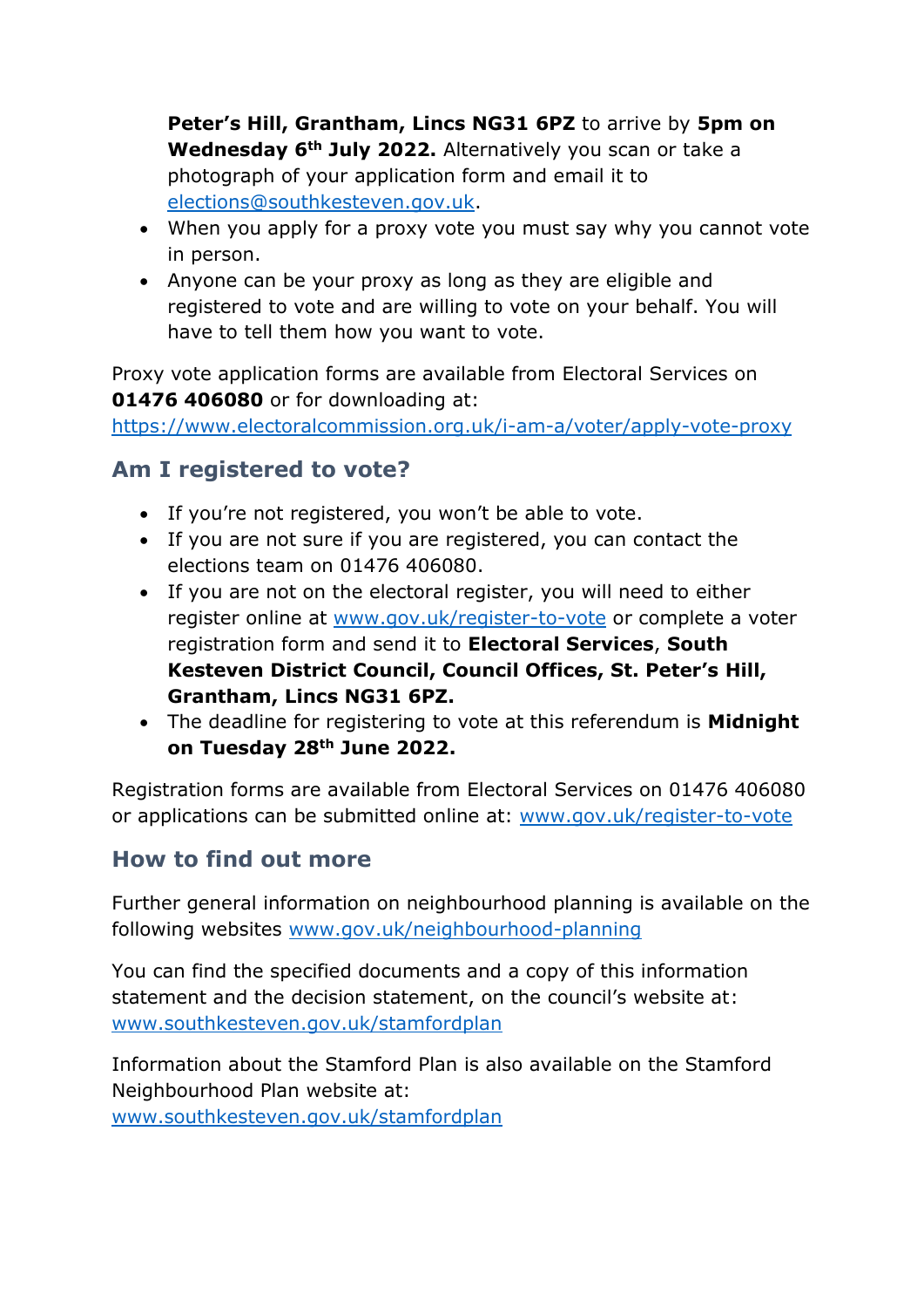**Peter's Hill, Grantham, Lincs NG31 6PZ** to arrive by **5pm on Wednesday 6th July 2022.** Alternatively you scan or take a photograph of your application form and email it to elections@southkesteven.gov.uk.
- When you apply for a proxy vote you must say why you cannot vote in person.
- Anyone can be your proxy as long as they are eligible and registered to vote and are willing to vote on your behalf. You will have to tell them how you want to vote.

Proxy vote application forms are available from Electoral Services on **01476 406080** or for downloading at: https://www.electoralcommission.org.uk/i-am-a/voter/apply-vote-proxy

## Am I registered to vote?

- If you're not registered, you won't be able to vote.
- If you are not sure if you are registered, you can contact the elections team on 01476 406080.
- If you are not on the electoral register, you will need to either register online at www.gov.uk/register-to-vote or complete a voter registration form and send it to **Electoral Services**, **South Kesteven District Council, Council Offices, St. Peter's Hill, Grantham, Lincs NG31 6PZ.**
- The deadline for registering to vote at this referendum is **Midnight on Tuesday 28th June 2022.**

Registration forms are available from Electoral Services on 01476 406080 or applications can be submitted online at: www.gov.uk/register-to-vote

## How to find out more

Further general information on neighbourhood planning is available on the following websites www.gov.uk/neighbourhood-planning

You can find the specified documents and a copy of this information statement and the decision statement, on the council's website at: www.southkesteven.gov.uk/stamfordplan

Information about the Stamford Plan is also available on the Stamford Neighbourhood Plan website at: www.southkesteven.gov.uk/stamfordplan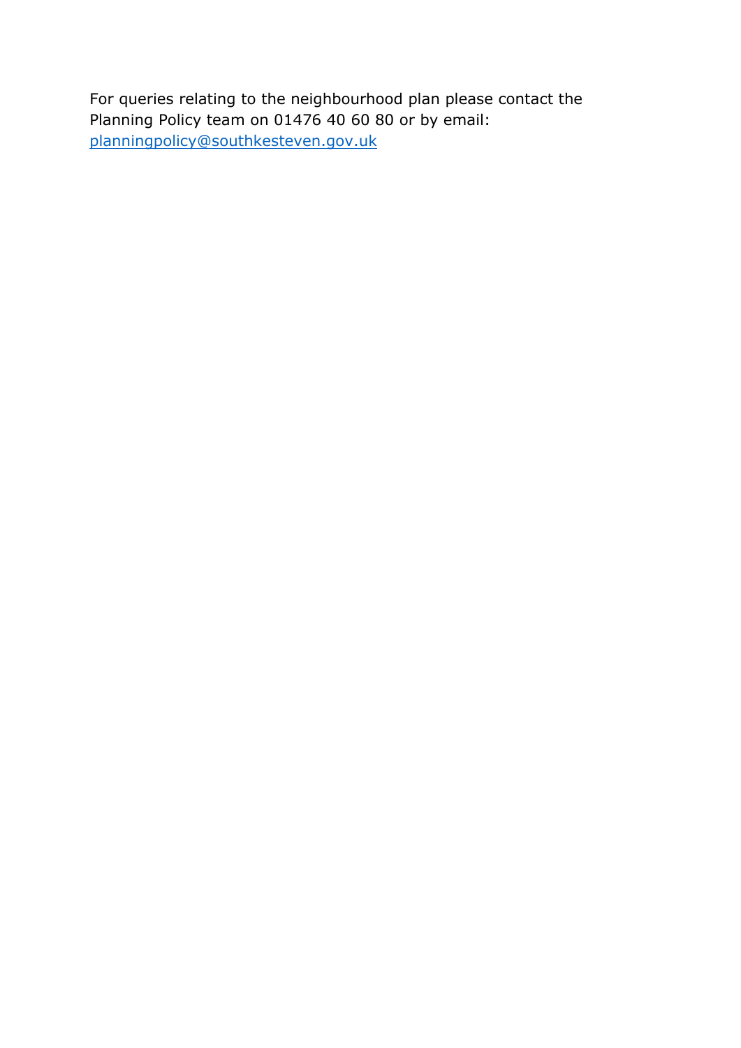For queries relating to the neighbourhood plan please contact the Planning Policy team on 01476 40 60 80 or by email: planningpolicy@southkesteven.gov.uk